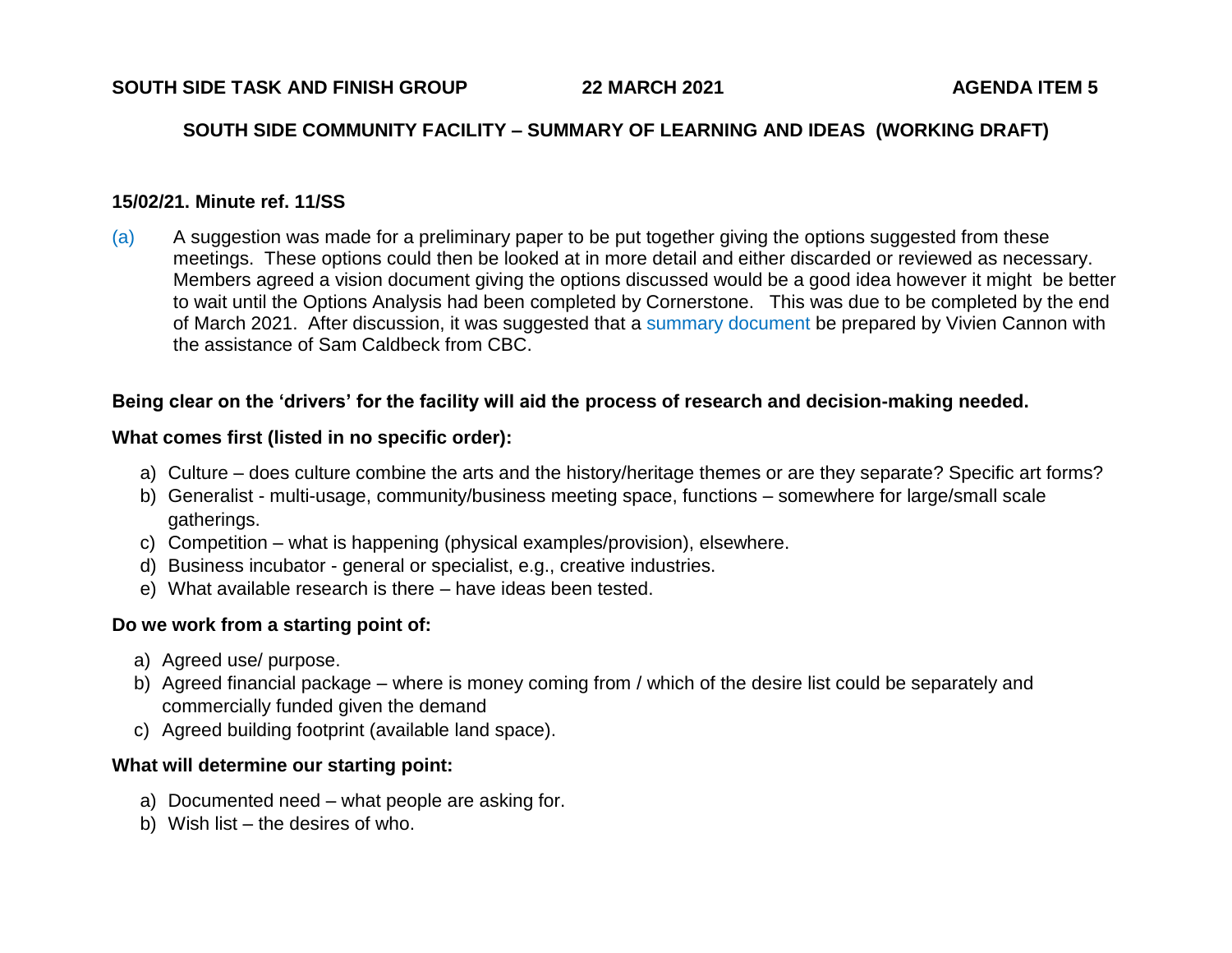**SOUTH SIDE TASK AND FINISH GROUP 22 MARCH 2021 AGENDA ITEM 5**

## SOUTH SIDE COMMUNITY FACILITY – SUMMARY OF LEARNING AND IDEAS (WORKING DRAFT)

**15/02/21. Minute ref. 11/SS**

(a) A suggestion was made for a preliminary paper to be put together giving the options suggested from these meetings. These options could then be looked at in more detail and either discarded or reviewed as necessary. Members agreed a vision document giving the options discussed would be a good idea however it might be better to wait until the Options Analysis had been completed by Cornerstone. This was due to be completed by the end of March 2021. After discussion, it was suggested that a summary document be prepared by Vivien Cannon with the assistance of Sam Caldbeck from CBC.

**Being clear on the 'drivers' for the facility will aid the process of research and decision-making needed.**

**What comes first (listed in no specific order):**

a) Culture – does culture combine the arts and the history/heritage themes or are they separate? Specific art forms?
b) Generalist - multi-usage, community/business meeting space, functions – somewhere for large/small scale gatherings.
c) Competition – what is happening (physical examples/provision), elsewhere.
d) Business incubator - general or specialist, e.g., creative industries.
e) What available research is there – have ideas been tested.

**Do we work from a starting point of:**

a) Agreed use/ purpose.
b) Agreed financial package – where is money coming from / which of the desire list could be separately and commercially funded given the demand
c) Agreed building footprint (available land space).

**What will determine our starting point:**

a) Documented need – what people are asking for.
b) Wish list – the desires of who.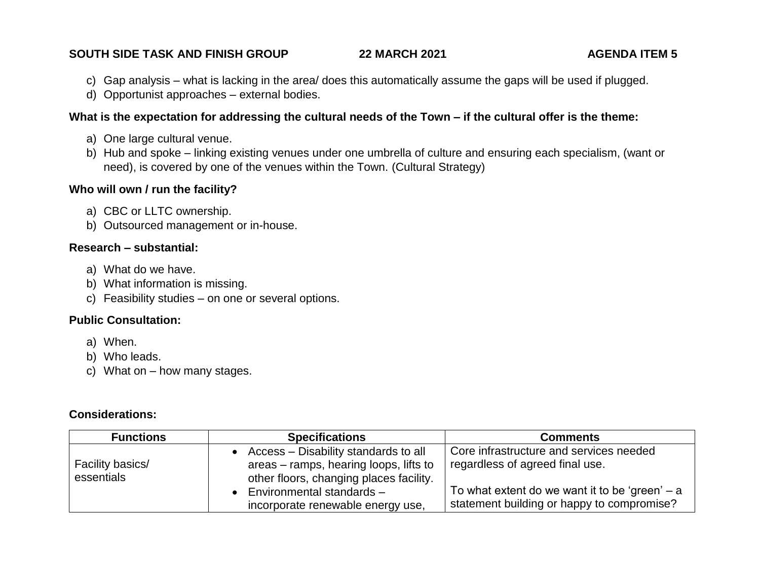c) Gap analysis – what is lacking in the area/ does this automatically assume the gaps will be used if plugged.
d) Opportunist approaches – external bodies.

**What is the expectation for addressing the cultural needs of the Town – if the cultural offer is the theme:**

a) One large cultural venue.
b) Hub and spoke – linking existing venues under one umbrella of culture and ensuring each specialism, (want or need), is covered by one of the venues within the Town. (Cultural Strategy)

**Who will own / run the facility?**

a) CBC or LLTC ownership.
b) Outsourced management or in-house.

**Research – substantial:**

a) What do we have.
b) What information is missing.
c) Feasibility studies – on one or several options.

**Public Consultation:**

a) When.
b) Who leads.
c) What on – how many stages.

**Considerations:**

| Functions | Specifications | Comments |
|---|---|---|
| Facility basics/ essentials | • Access – Disability standards to all areas – ramps, hearing loops, lifts to other floors, changing places facility.<br>• Environmental standards – incorporate renewable energy use, | Core infrastructure and services needed regardless of agreed final use.<br><br>To what extent do we want it to be 'green' – a statement building or happy to compromise? |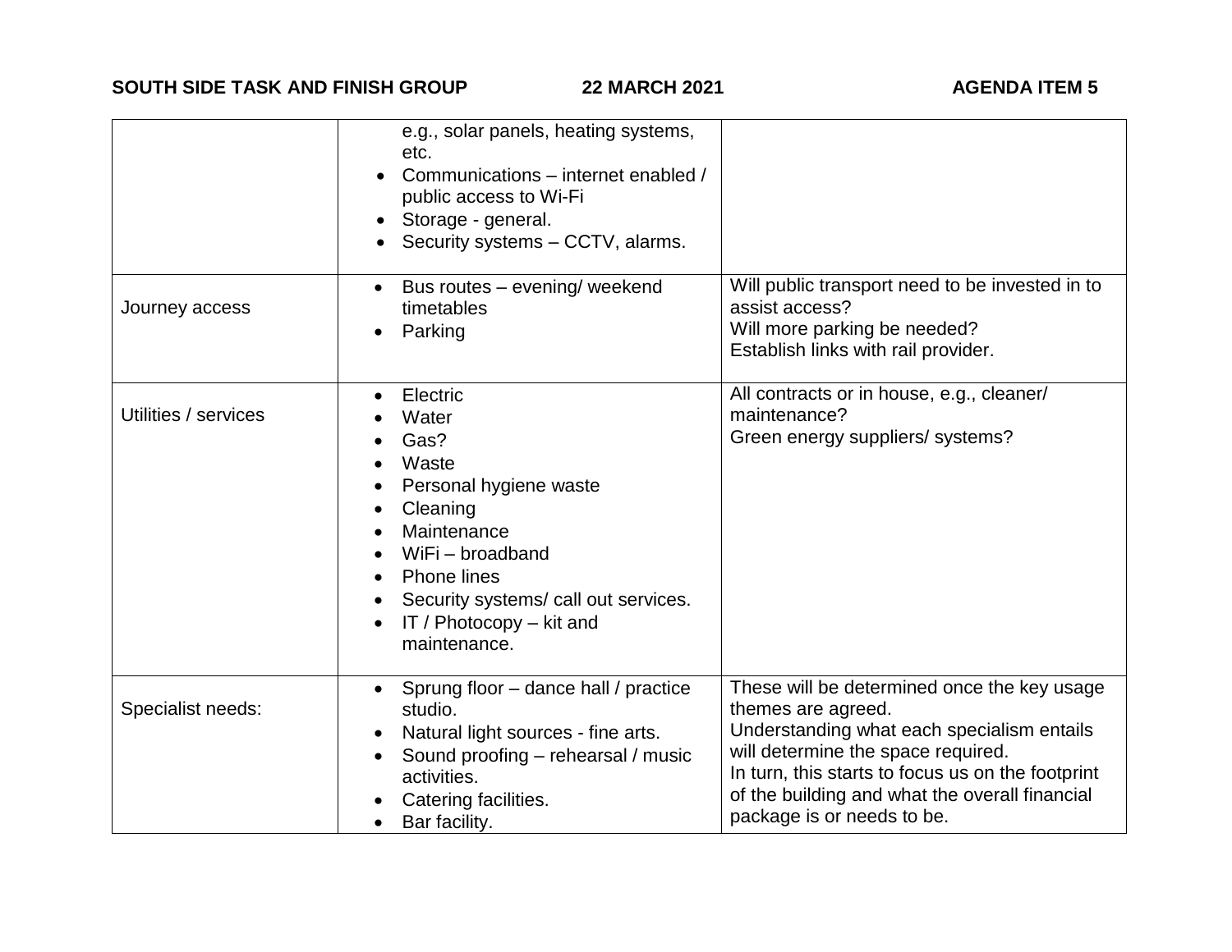| | | |
|---|---|---|
| | e.g., solar panels, heating systems, etc.<br>• Communications – internet enabled / public access to Wi-Fi<br>• Storage - general.<br>• Security systems – CCTV, alarms. | |
| Journey access | • Bus routes – evening/ weekend timetables<br>• Parking | Will public transport need to be invested in to assist access?<br>Will more parking be needed?<br>Establish links with rail provider. |
| Utilities / services | • Electric<br>• Water<br>• Gas?<br>• Waste<br>• Personal hygiene waste<br>• Cleaning<br>• Maintenance<br>• WiFi – broadband<br>• Phone lines<br>• Security systems/ call out services.<br>• IT / Photocopy – kit and maintenance. | All contracts or in house, e.g., cleaner/ maintenance?<br>Green energy suppliers/ systems? |
| Specialist needs: | • Sprung floor – dance hall / practice studio.<br>• Natural light sources - fine arts.<br>• Sound proofing – rehearsal / music activities.<br>• Catering facilities.<br>• Bar facility. | These will be determined once the key usage themes are agreed.<br>Understanding what each specialism entails will determine the space required.<br>In turn, this starts to focus us on the footprint of the building and what the overall financial package is or needs to be. |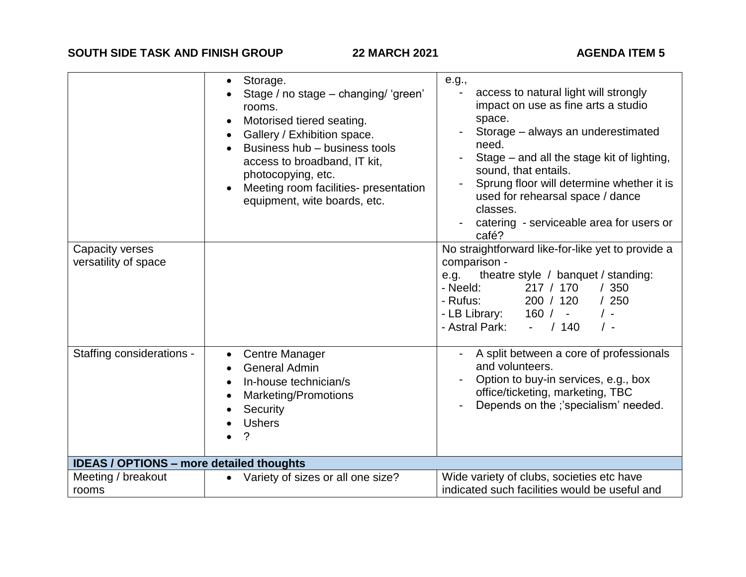| | | |
|---|---|---|
| | • Storage.<br>• Stage / no stage – changing/ 'green' rooms.<br>• Motorised tiered seating.<br>• Gallery / Exhibition space.<br>• Business hub – business tools access to broadband, IT kit, photocopying, etc.<br>• Meeting room facilities- presentation equipment, wite boards, etc. | e.g.,<br>- access to natural light will strongly impact on use as fine arts a studio space.<br>- Storage – always an underestimated need.<br>- Stage – and all the stage kit of lighting, sound, that entails.<br>- Sprung floor will determine whether it is used for rehearsal space / dance classes.<br>- catering - serviceable area for users or café? |
| Capacity verses versatility of space | | No straightforward like-for-like yet to provide a comparison -<br>e.g. theatre style / banquet / standing:<br>- Neeld: 217 / 170 / 350<br>- Rufus: 200 / 120 / 250<br>- LB Library: 160 / - / -<br>- Astral Park: - / 140 / - |
| Staffing considerations - | • Centre Manager<br>• General Admin<br>• In-house technician/s<br>• Marketing/Promotions<br>• Security<br>• Ushers<br>• ? | - A split between a core of professionals and volunteers.<br>- Option to buy-in services, e.g., box office/ticketing, marketing, TBC<br>- Depends on the ;'specialism' needed. |
| **IDEAS / OPTIONS – more detailed thoughts** | | |
| Meeting / breakout rooms | • Variety of sizes or all one size? | Wide variety of clubs, societies etc have indicated such facilities would be useful and |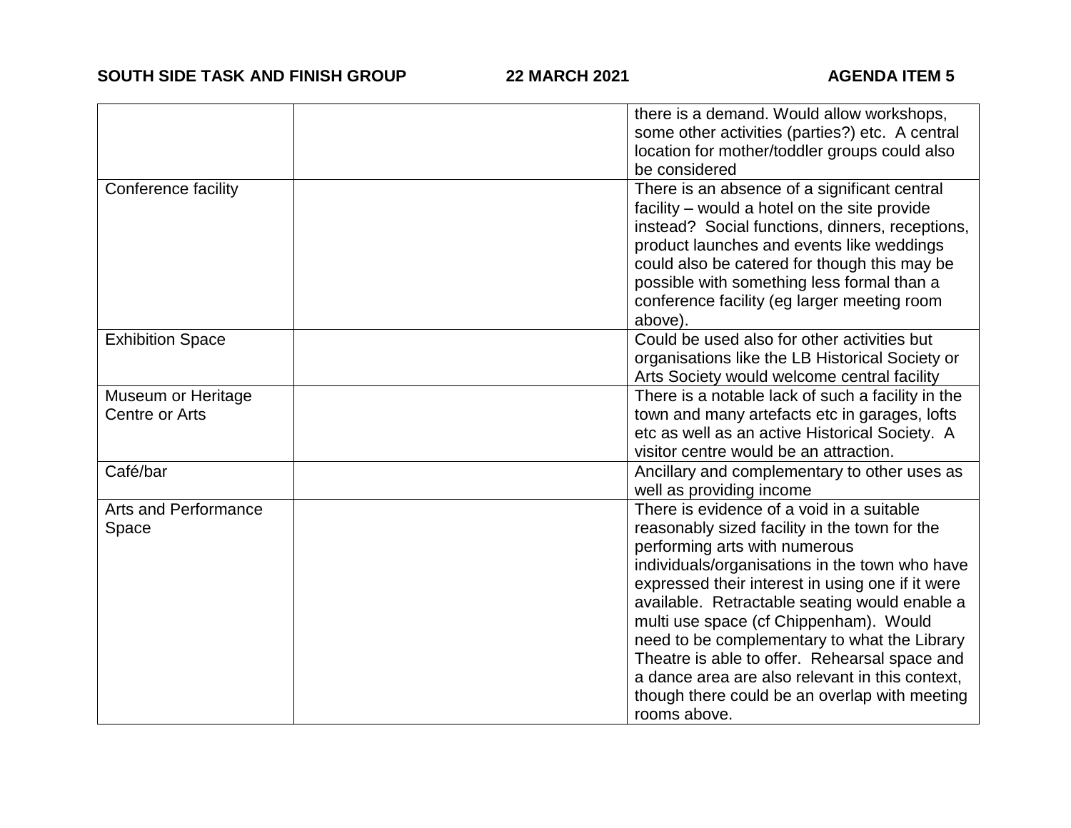| | | |
|---|---|---|
| | | there is a demand. Would allow workshops, some other activities (parties?) etc. A central location for mother/toddler groups could also be considered |
| Conference facility | | There is an absence of a significant central facility – would a hotel on the site provide instead? Social functions, dinners, receptions, product launches and events like weddings could also be catered for though this may be possible with something less formal than a conference facility (eg larger meeting room above). |
| Exhibition Space | | Could be used also for other activities but organisations like the LB Historical Society or Arts Society would welcome central facility |
| Museum or Heritage Centre or Arts | | There is a notable lack of such a facility in the town and many artefacts etc in garages, lofts etc as well as an active Historical Society. A visitor centre would be an attraction. |
| Café/bar | | Ancillary and complementary to other uses as well as providing income |
| Arts and Performance Space | | There is evidence of a void in a suitable reasonably sized facility in the town for the performing arts with numerous individuals/organisations in the town who have expressed their interest in using one if it were available. Retractable seating would enable a multi use space (cf Chippenham). Would need to be complementary to what the Library Theatre is able to offer. Rehearsal space and a dance area are also relevant in this context, though there could be an overlap with meeting rooms above. |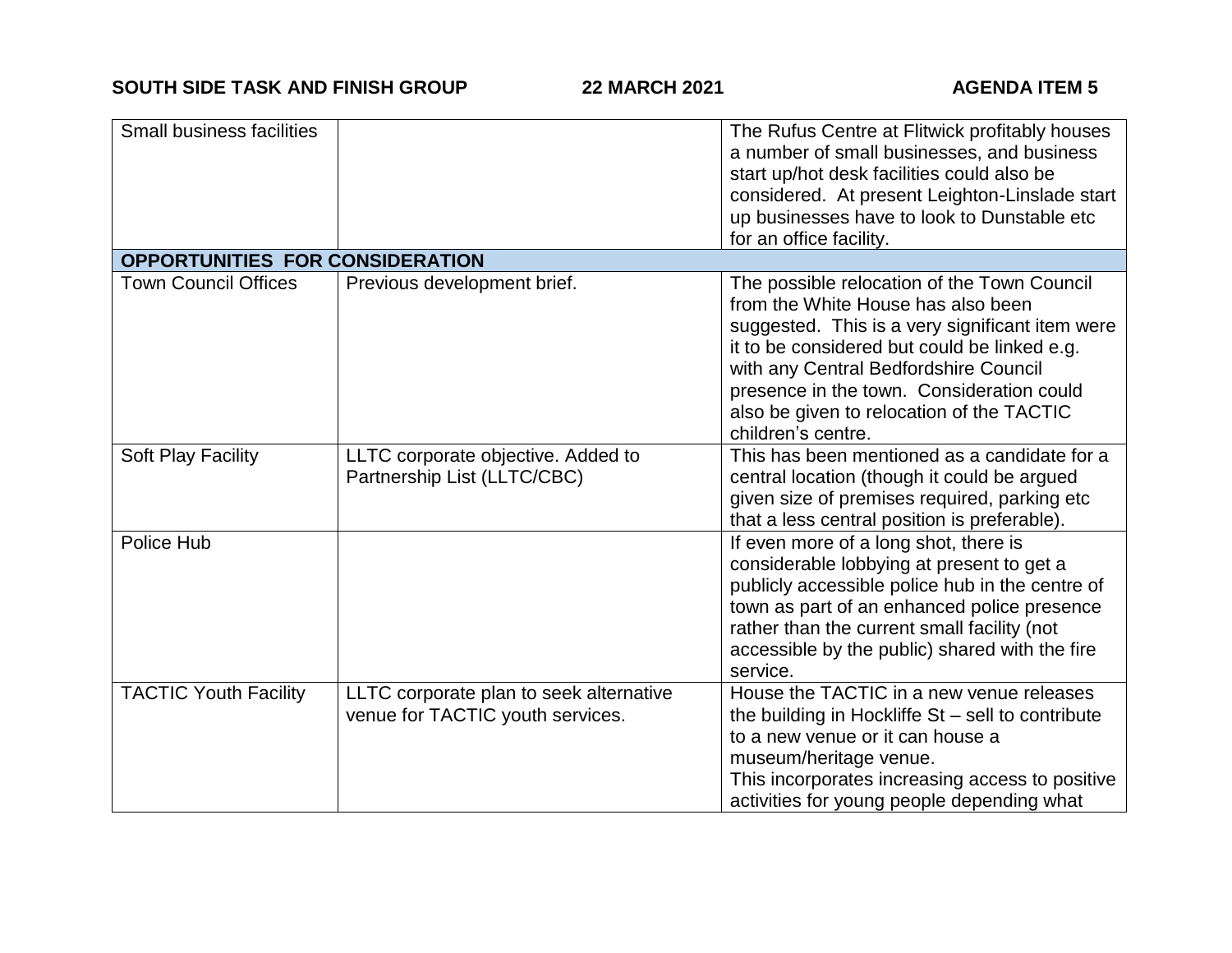| | | |
|---|---|---|
| Small business facilities | | The Rufus Centre at Flitwick profitably houses a number of small businesses, and business start up/hot desk facilities could also be considered. At present Leighton-Linslade start up businesses have to look to Dunstable etc for an office facility. |
| **OPPORTUNITIES FOR CONSIDERATION** | | |
| Town Council Offices | Previous development brief. | The possible relocation of the Town Council from the White House has also been suggested. This is a very significant item were it to be considered but could be linked e.g. with any Central Bedfordshire Council presence in the town. Consideration could also be given to relocation of the TACTIC children's centre. |
| Soft Play Facility | LLTC corporate objective. Added to Partnership List (LLTC/CBC) | This has been mentioned as a candidate for a central location (though it could be argued given size of premises required, parking etc that a less central position is preferable). |
| Police Hub | | If even more of a long shot, there is considerable lobbying at present to get a publicly accessible police hub in the centre of town as part of an enhanced police presence rather than the current small facility (not accessible by the public) shared with the fire service. |
| TACTIC Youth Facility | LLTC corporate plan to seek alternative venue for TACTIC youth services. | House the TACTIC in a new venue releases the building in Hockliffe St – sell to contribute to a new venue or it can house a museum/heritage venue.<br>This incorporates increasing access to positive activities for young people depending what |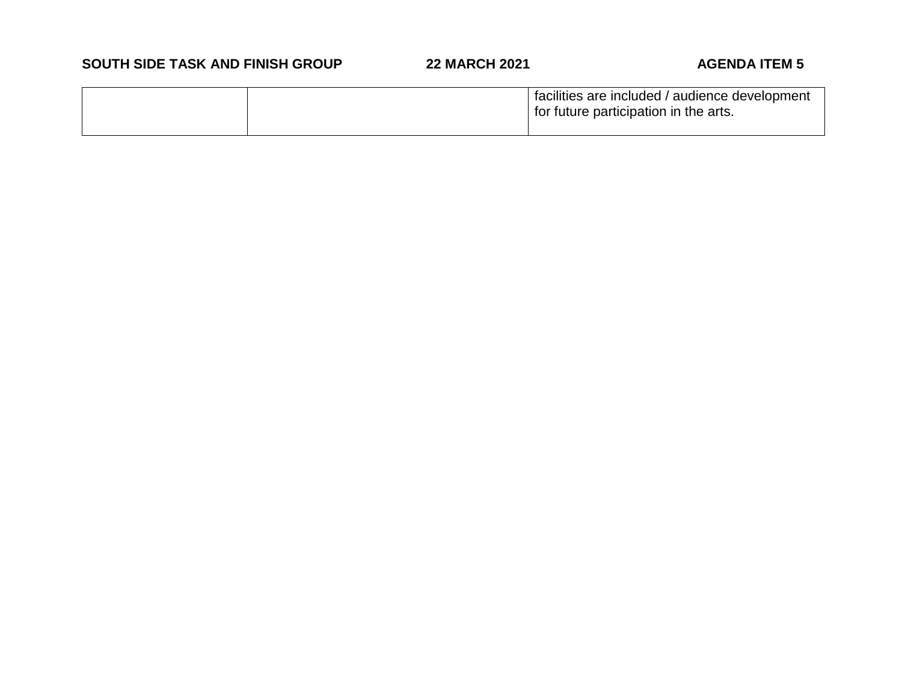| | | |
|---|---|---|
| | | facilities are included / audience development for future participation in the arts. |